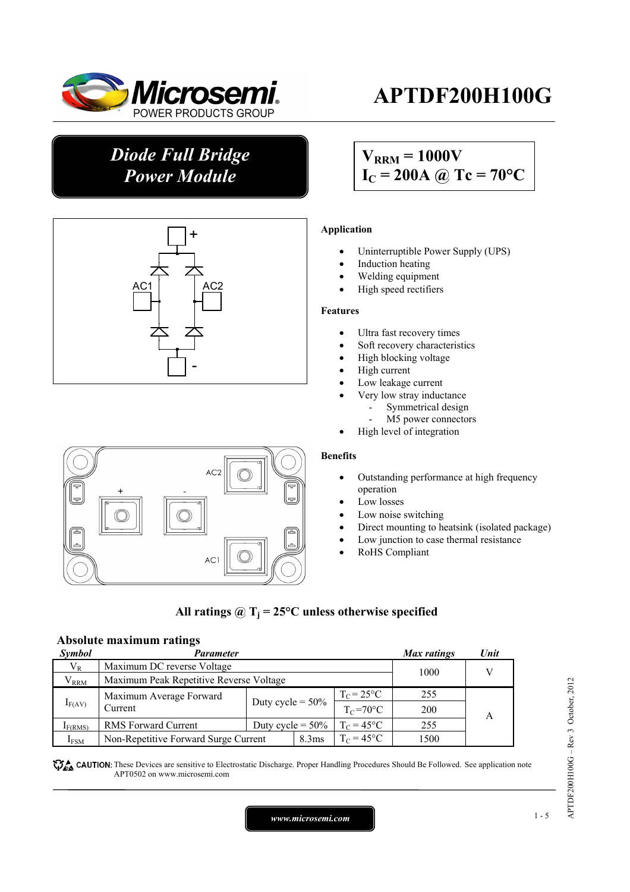# APTDF200H100G

## *Diode Full Bridge Power Module*

$V_{RRM}$ = 1000V
$I_C$ = 200A @ Tc = 70°C

**Application**

- Uninterruptible Power Supply (UPS)
- Induction heating
- Welding equipment
- High speed rectifiers

**Features**

- Ultra fast recovery times
- Soft recovery characteristics
- High blocking voltage
- High current
- Low leakage current
- Very low stray inductance
  - Symmetrical design
  - M5 power connectors
- High level of integration

**Benefits**

- Outstanding performance at high frequency operation
- Low losses
- Low noise switching
- Direct mounting to heatsink (isolated package)
- Low junction to case thermal resistance
- RoHS Compliant

**All ratings @ $T_j$ = 25°C unless otherwise specified**

### Absolute maximum ratings

| *Symbol* | *Parameter* | | | *Max ratings* | *Unit* |
|---|---|---|---|---|---|
| $V_R$ | Maximum DC reverse Voltage | | | 1000 | V |
| $V_{RRM}$ | Maximum Peak Repetitive Reverse Voltage | | | | |
| $I_{F(AV)}$ | Maximum Average Forward Current | Duty cycle = 50% | $T_C$ = 25°C | 255 | A |
| | | | $T_C$ =70°C | 200 | |
| $I_{F(RMS)}$ | RMS Forward Current | Duty cycle = 50% | $T_C$ = 45°C | 255 | |
| $I_{FSM}$ | Non-Repetitive Forward Surge Current | 8.3ms | $T_C$ = 45°C | 1500 | |

CAUTION: These Devices are sensitive to Electrostatic Discharge. Proper Handling Procedures Should Be Followed. See application note APT0502 on www.microsemi.com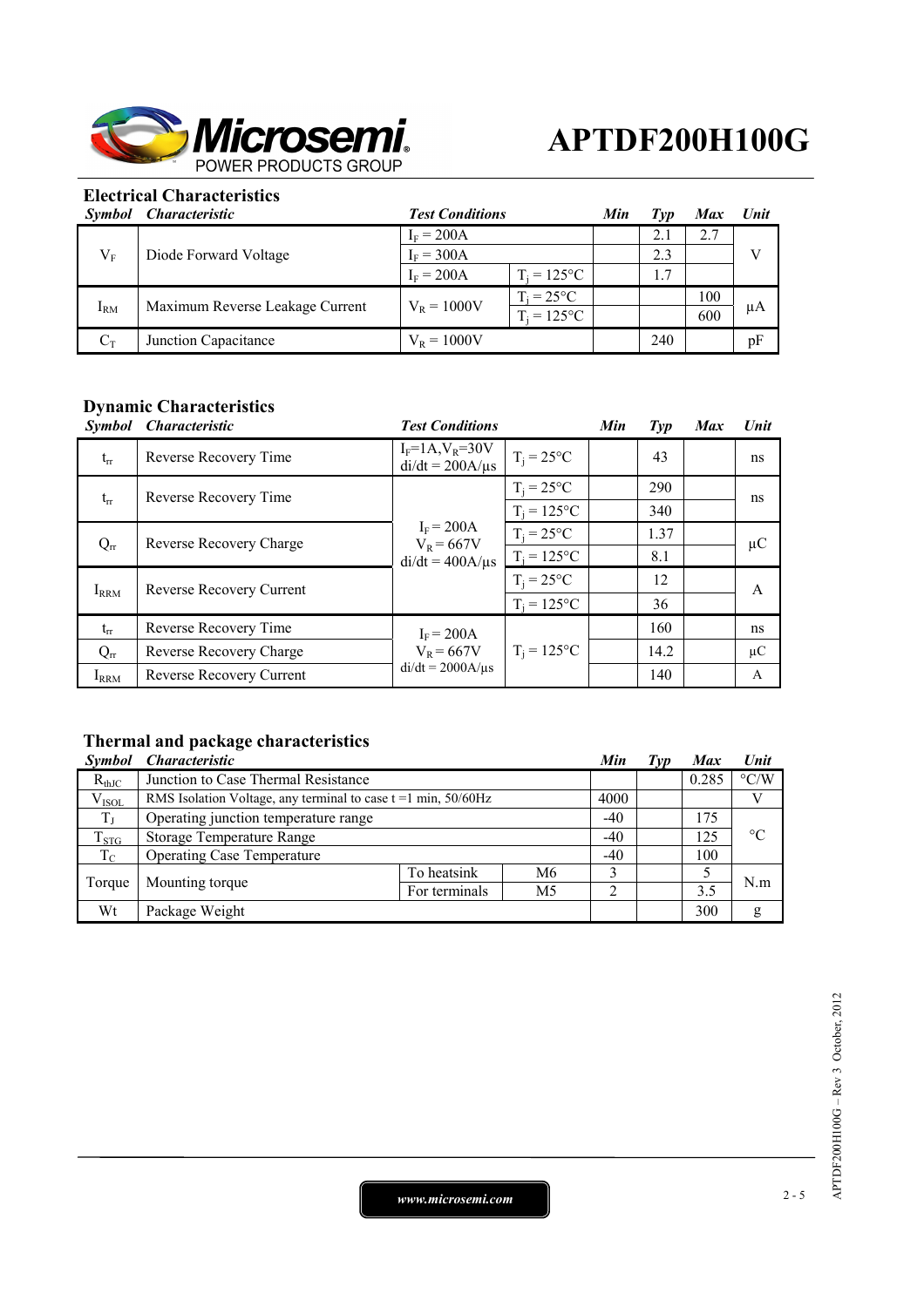# APTDF200H100G

## Electrical Characteristics

| Symbol | Characteristic | Test Conditions | | Min | Typ | Max | Unit |
|---|---|---|---|---|---|---|---|
| $V_F$ | Diode Forward Voltage | $I_F = 200A$ | | | 2.1 | 2.7 | V |
| | | $I_F = 300A$ | | | 2.3 | | |
| | | $I_F = 200A$ | $T_j = 125°C$ | | 1.7 | | |
| $I_{RM}$ | Maximum Reverse Leakage Current | $V_R = 1000V$ | $T_j = 25°C$ | | | 100 | µA |
| | | | $T_j = 125°C$ | | | 600 | |
| $C_T$ | Junction Capacitance | $V_R = 1000V$ | | | 240 | | pF |

## Dynamic Characteristics

| Symbol | Characteristic | Test Conditions | | Min | Typ | Max | Unit |
|---|---|---|---|---|---|---|---|
| $t_{rr}$ | Reverse Recovery Time | $I_F$=1A,$V_R$=30V di/dt = 200A/µs | $T_j = 25°C$ | | 43 | | ns |
| $t_{rr}$ | Reverse Recovery Time | $I_F = 200A$ $V_R = 667V$ di/dt = 400A/µs | $T_j = 25°C$ | | 290 | | ns |
| | | | $T_j = 125°C$ | | 340 | | |
| $Q_{rr}$ | Reverse Recovery Charge | | $T_j = 25°C$ | | 1.37 | | µC |
| | | | $T_j = 125°C$ | | 8.1 | | |
| $I_{RRM}$ | Reverse Recovery Current | | $T_j = 25°C$ | | 12 | | A |
| | | | $T_j = 125°C$ | | 36 | | |
| $t_{rr}$ | Reverse Recovery Time | $I_F = 200A$ $V_R = 667V$ di/dt = 2000A/µs | $T_j = 125°C$ | | 160 | | ns |
| $Q_{rr}$ | Reverse Recovery Charge | | | | 14.2 | | µC |
| $I_{RRM}$ | Reverse Recovery Current | | | | 140 | | A |

## Thermal and package characteristics

| Symbol | Characteristic | | | Min | Typ | Max | Unit |
|---|---|---|---|---|---|---|---|
| $R_{thJC}$ | Junction to Case Thermal Resistance | | | | | 0.285 | °C/W |
| $V_{ISOL}$ | RMS Isolation Voltage, any terminal to case t =1 min, 50/60Hz | | | 4000 | | | V |
| $T_J$ | Operating junction temperature range | | | -40 | | 175 | °C |
| $T_{STG}$ | Storage Temperature Range | | | -40 | | 125 | |
| $T_C$ | Operating Case Temperature | | | -40 | | 100 | |
| Torque | Mounting torque | To heatsink | M6 | 3 | | 5 | N.m |
| | | For terminals | M5 | 2 | | 3.5 | |
| Wt | Package Weight | | | | | 300 | g |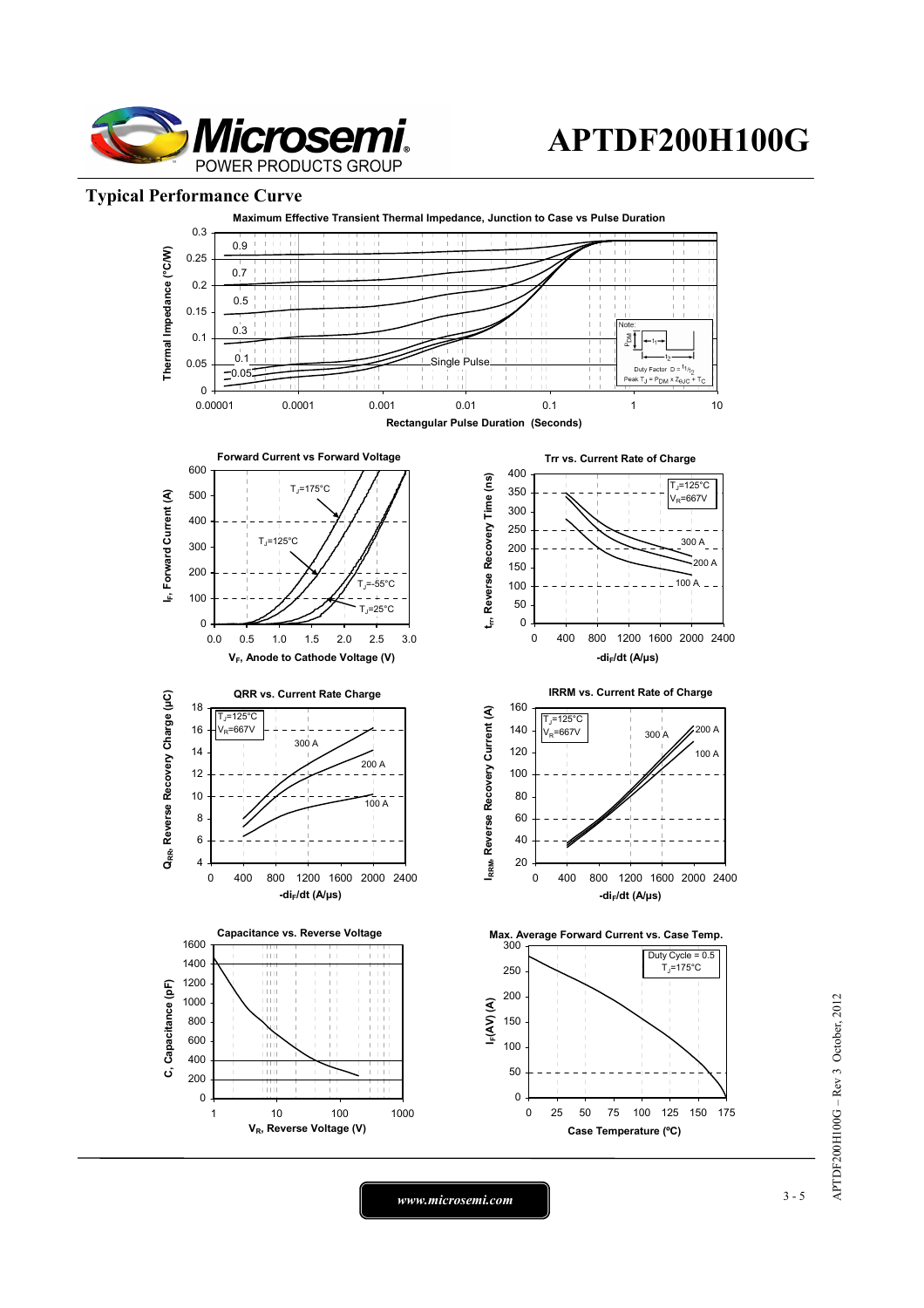## Typical Performance Curve

**Maximum Effective Transient Thermal Impedance, Junction to Case vs Pulse Duration**

**Forward Current vs Forward Voltage**

**Trr vs. Current Rate of Charge**

**QRR vs. Current Rate Charge**

**IRRM vs. Current Rate of Charge**

**Capacitance vs. Reverse Voltage**

**Max. Average Forward Current vs. Case Temp.**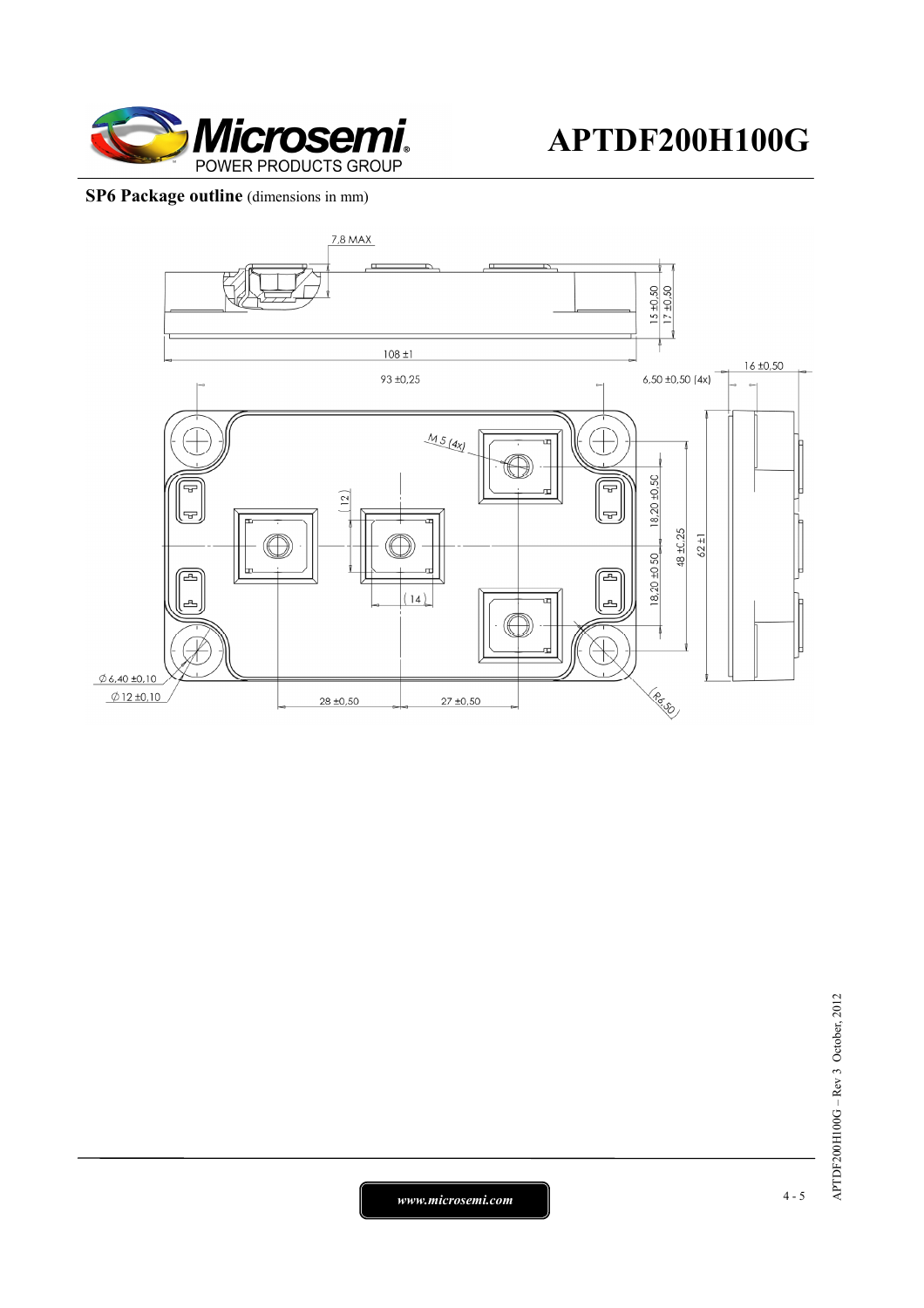**SP6 Package outline** (dimensions in mm)

7,8 MAX

15 ±0,50

17 ±0,50

108 ±1

93 ±0,25

6,50 ±0,50 (4x)

16 ±0,50

M 5 (4x)

(12)

(14)

18,20 ±0,50

18,20 ±0,50

48 ±0,25

62 ±1

∅ 6,40 ±0,10

∅ 12 ±0,10

28 ±0,50

27 ±0,50

R6,50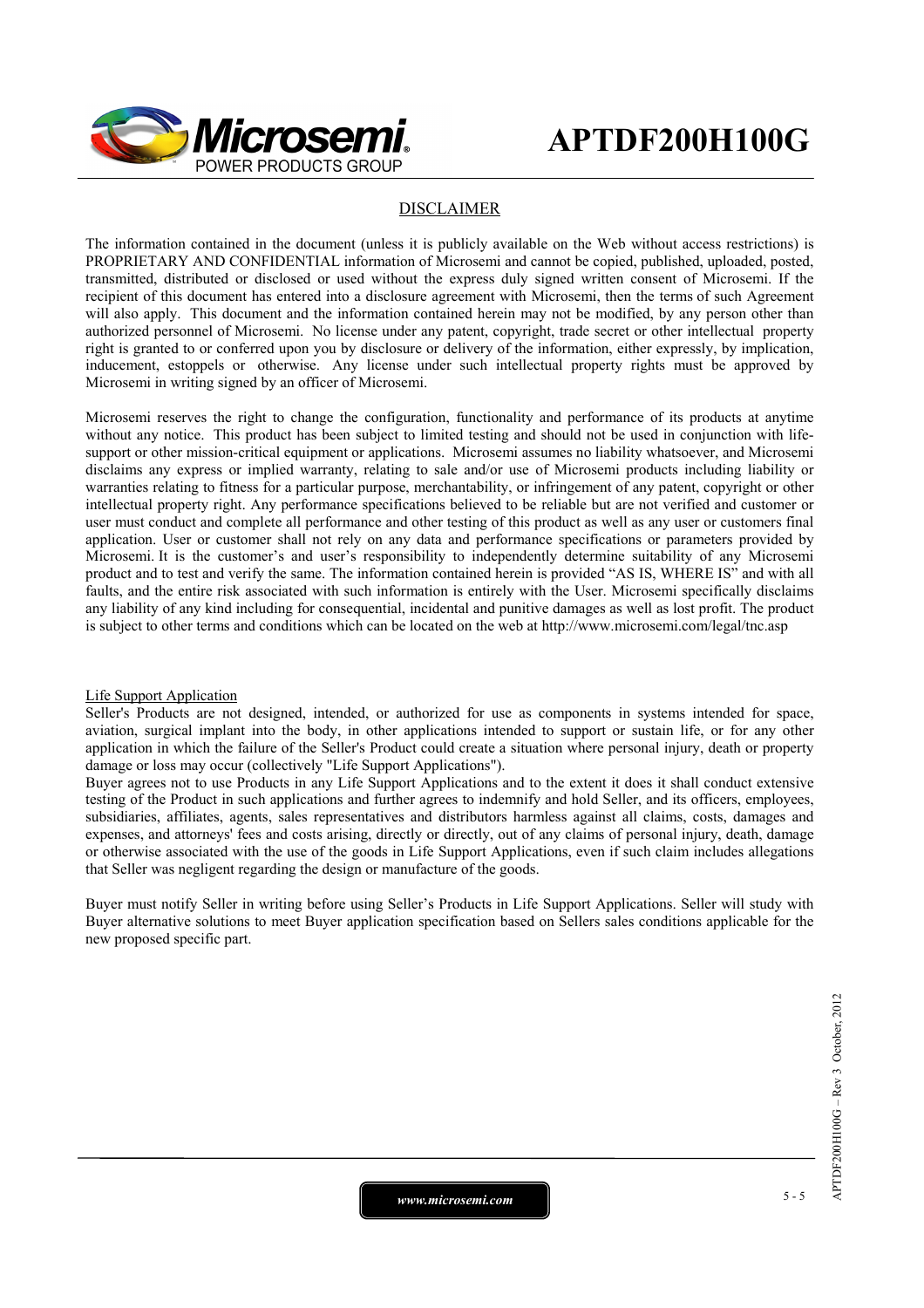## DISCLAIMER

The information contained in the document (unless it is publicly available on the Web without access restrictions) is PROPRIETARY AND CONFIDENTIAL information of Microsemi and cannot be copied, published, uploaded, posted, transmitted, distributed or disclosed or used without the express duly signed written consent of Microsemi. If the recipient of this document has entered into a disclosure agreement with Microsemi, then the terms of such Agreement will also apply. This document and the information contained herein may not be modified, by any person other than authorized personnel of Microsemi. No license under any patent, copyright, trade secret or other intellectual property right is granted to or conferred upon you by disclosure or delivery of the information, either expressly, by implication, inducement, estoppels or otherwise. Any license under such intellectual property rights must be approved by Microsemi in writing signed by an officer of Microsemi.

Microsemi reserves the right to change the configuration, functionality and performance of its products at anytime without any notice. This product has been subject to limited testing and should not be used in conjunction with life-support or other mission-critical equipment or applications. Microsemi assumes no liability whatsoever, and Microsemi disclaims any express or implied warranty, relating to sale and/or use of Microsemi products including liability or warranties relating to fitness for a particular purpose, merchantability, or infringement of any patent, copyright or other intellectual property right. Any performance specifications believed to be reliable but are not verified and customer or user must conduct and complete all performance and other testing of this product as well as any user or customers final application. User or customer shall not rely on any data and performance specifications or parameters provided by Microsemi. It is the customer's and user's responsibility to independently determine suitability of any Microsemi product and to test and verify the same. The information contained herein is provided "AS IS, WHERE IS" and with all faults, and the entire risk associated with such information is entirely with the User. Microsemi specifically disclaims any liability of any kind including for consequential, incidental and punitive damages as well as lost profit. The product is subject to other terms and conditions which can be located on the web at http://www.microsemi.com/legal/tnc.asp

### Life Support Application

Seller's Products are not designed, intended, or authorized for use as components in systems intended for space, aviation, surgical implant into the body, in other applications intended to support or sustain life, or for any other application in which the failure of the Seller's Product could create a situation where personal injury, death or property damage or loss may occur (collectively "Life Support Applications").

Buyer agrees not to use Products in any Life Support Applications and to the extent it does it shall conduct extensive testing of the Product in such applications and further agrees to indemnify and hold Seller, and its officers, employees, subsidiaries, affiliates, agents, sales representatives and distributors harmless against all claims, costs, damages and expenses, and attorneys' fees and costs arising, directly or directly, out of any claims of personal injury, death, damage or otherwise associated with the use of the goods in Life Support Applications, even if such claim includes allegations that Seller was negligent regarding the design or manufacture of the goods.

Buyer must notify Seller in writing before using Seller's Products in Life Support Applications. Seller will study with Buyer alternative solutions to meet Buyer application specification based on Sellers sales conditions applicable for the new proposed specific part.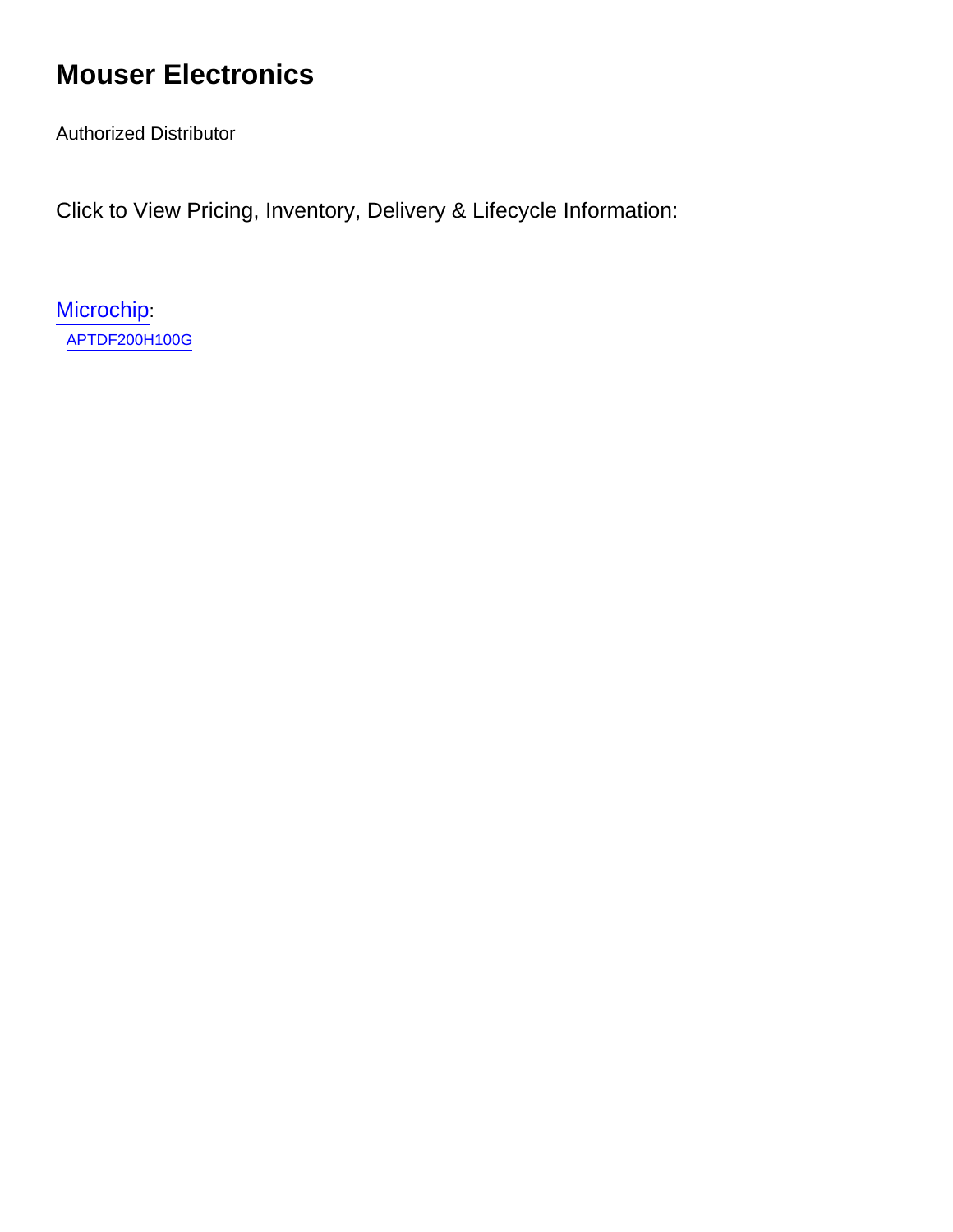# Mouser Electronics

Authorized Distributor

Click to View Pricing, Inventory, Delivery & Lifecycle Information:

Microchip:

APTDF200H100G